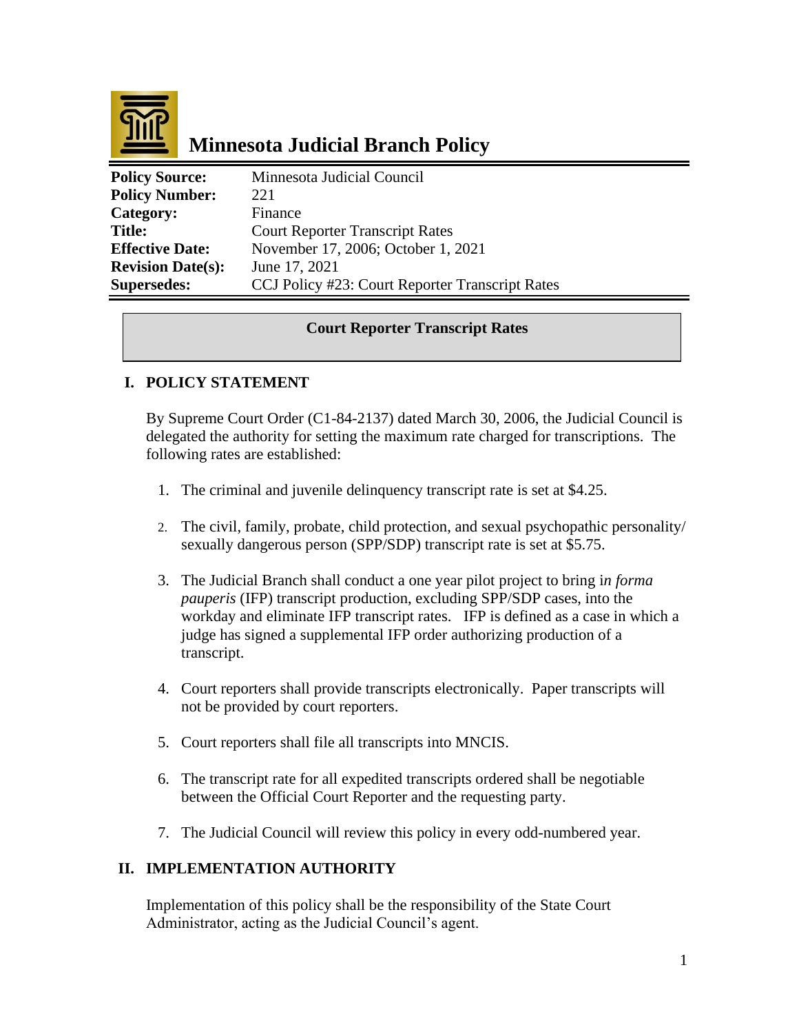# Minnesota Judicial Branch Policy

| | |
|---|---|
| **Policy Source:** | Minnesota Judicial Council |
| **Policy Number:** | 221 |
| **Category:** | Finance |
| **Title:** | Court Reporter Transcript Rates |
| **Effective Date:** | November 17, 2006; October 1, 2021 |
| **Revision Date(s):** | June 17, 2021 |
| **Supersedes:** | CCJ Policy #23: Court Reporter Transcript Rates |

**Court Reporter Transcript Rates**

## I. POLICY STATEMENT

By Supreme Court Order (C1-84-2137) dated March 30, 2006, the Judicial Council is delegated the authority for setting the maximum rate charged for transcriptions. The following rates are established:

1. The criminal and juvenile delinquency transcript rate is set at $4.25.
2. The civil, family, probate, child protection, and sexual psychopathic personality/ sexually dangerous person (SPP/SDP) transcript rate is set at $5.75.
3. The Judicial Branch shall conduct a one year pilot project to bring i*n forma pauperis* (IFP) transcript production, excluding SPP/SDP cases, into the workday and eliminate IFP transcript rates. IFP is defined as a case in which a judge has signed a supplemental IFP order authorizing production of a transcript.
4. Court reporters shall provide transcripts electronically. Paper transcripts will not be provided by court reporters.
5. Court reporters shall file all transcripts into MNCIS.
6. The transcript rate for all expedited transcripts ordered shall be negotiable between the Official Court Reporter and the requesting party.
7. The Judicial Council will review this policy in every odd-numbered year.

## II. IMPLEMENTATION AUTHORITY

Implementation of this policy shall be the responsibility of the State Court Administrator, acting as the Judicial Council's agent.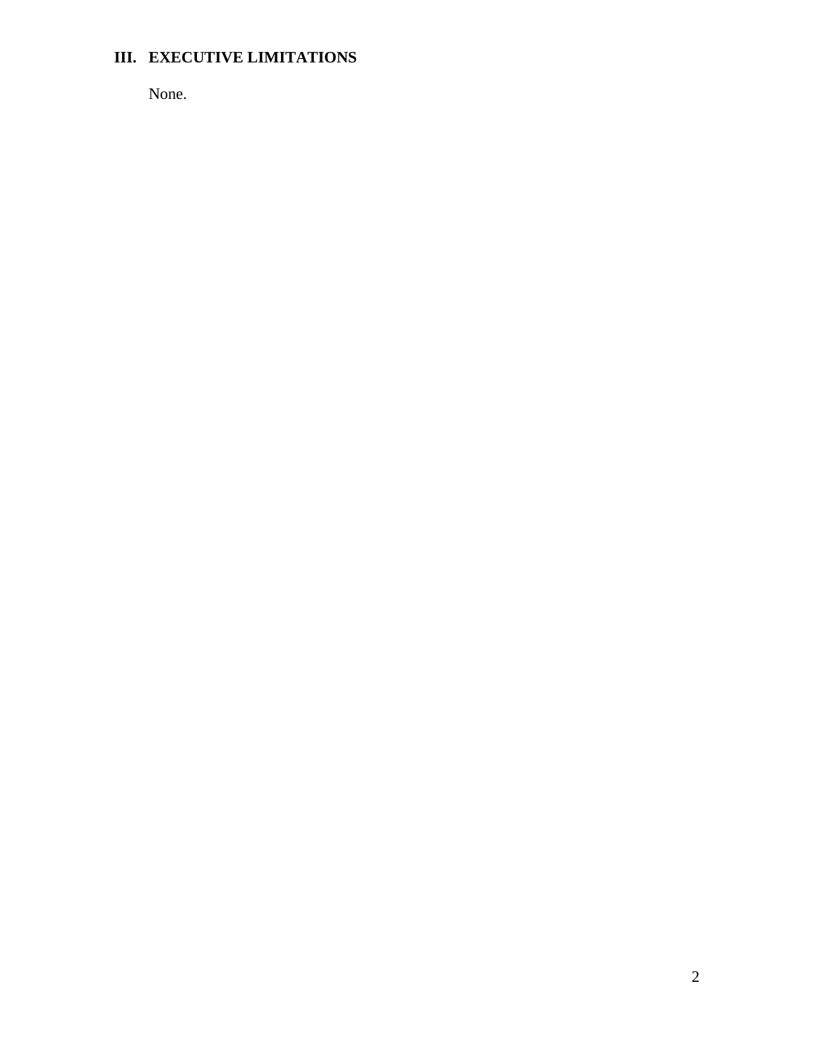## III. EXECUTIVE LIMITATIONS

None.